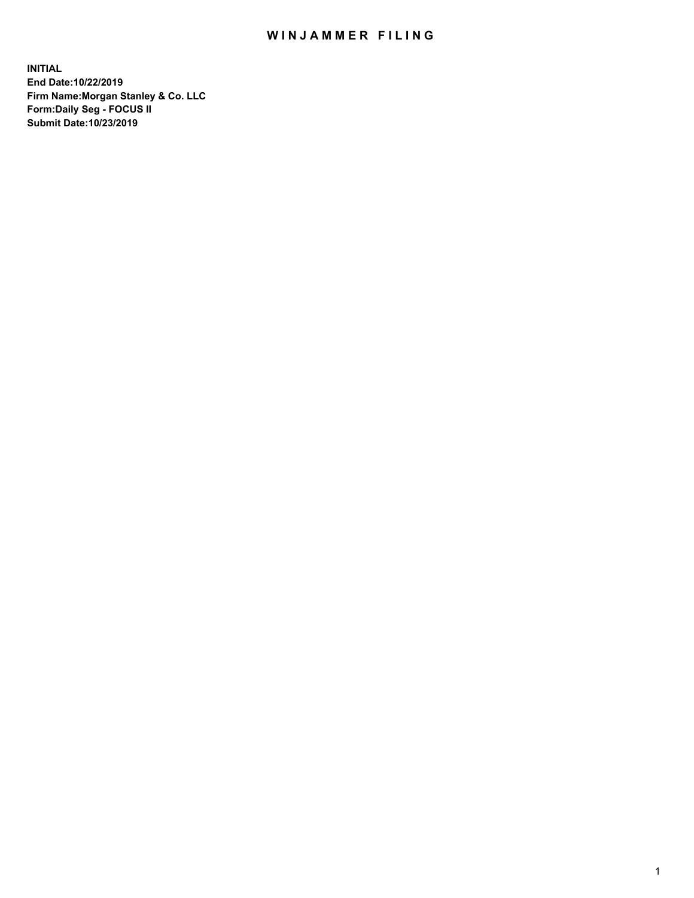# WINJAMMER FILING

**INITIAL**
**End Date:10/22/2019**
**Firm Name:Morgan Stanley & Co. LLC**
**Form:Daily Seg - FOCUS II**
**Submit Date:10/23/2019**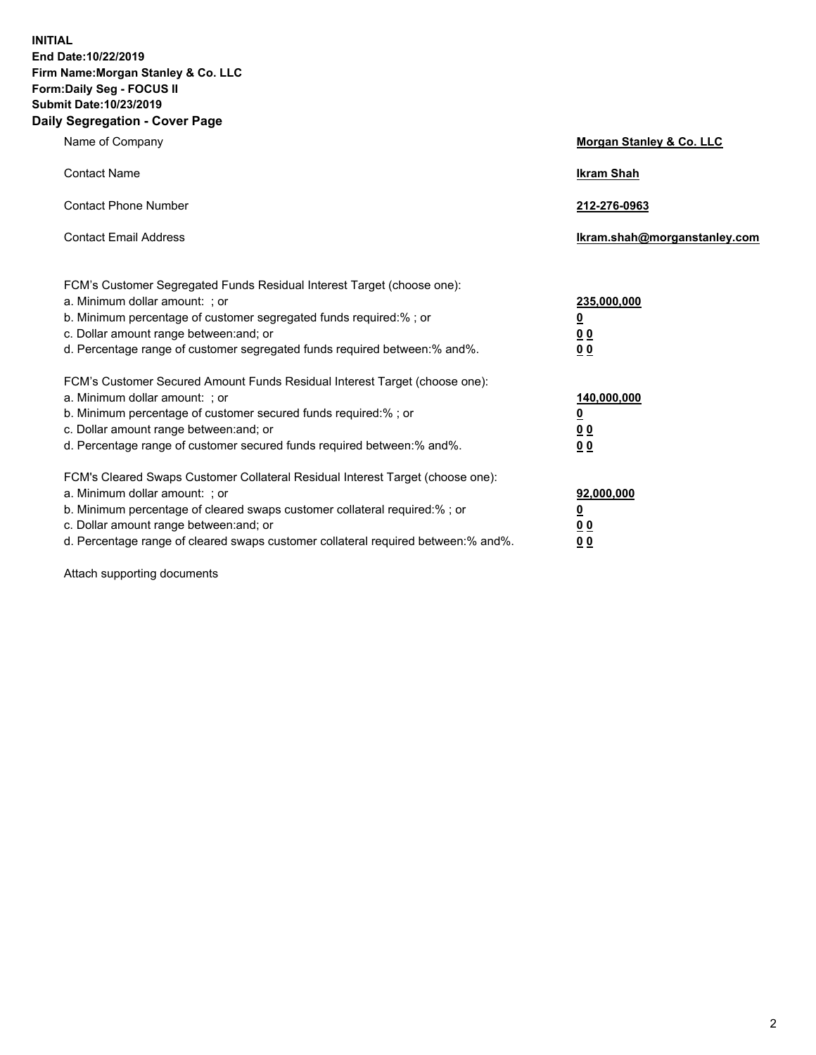**INITIAL**
**End Date:10/22/2019**
**Firm Name:Morgan Stanley & Co. LLC**
**Form:Daily Seg - FOCUS II**
**Submit Date:10/23/2019**
**Daily Segregation - Cover Page**

| | |
|---|---|
| Name of Company | **Morgan Stanley & Co. LLC** |
| Contact Name | **Ikram Shah** |
| Contact Phone Number | **212-276-0963** |
| Contact Email Address | **Ikram.shah@morganstanley.com** |

FCM's Customer Segregated Funds Residual Interest Target (choose one):

| | |
|---|---|
| a. Minimum dollar amount: ; or | **235,000,000** |
| b. Minimum percentage of customer segregated funds required:% ; or | **0** |
| c. Dollar amount range between:and; or | **0 0** |
| d. Percentage range of customer segregated funds required between:% and%. | **0 0** |

FCM's Customer Secured Amount Funds Residual Interest Target (choose one):

| | |
|---|---|
| a. Minimum dollar amount: ; or | **140,000,000** |
| b. Minimum percentage of customer secured funds required:% ; or | **0** |
| c. Dollar amount range between:and; or | **0 0** |
| d. Percentage range of customer secured funds required between:% and%. | **0 0** |

FCM's Cleared Swaps Customer Collateral Residual Interest Target (choose one):

| | |
|---|---|
| a. Minimum dollar amount: ; or | **92,000,000** |
| b. Minimum percentage of cleared swaps customer collateral required:% ; or | **0** |
| c. Dollar amount range between:and; or | **0 0** |
| d. Percentage range of cleared swaps customer collateral required between:% and%. | **0 0** |

Attach supporting documents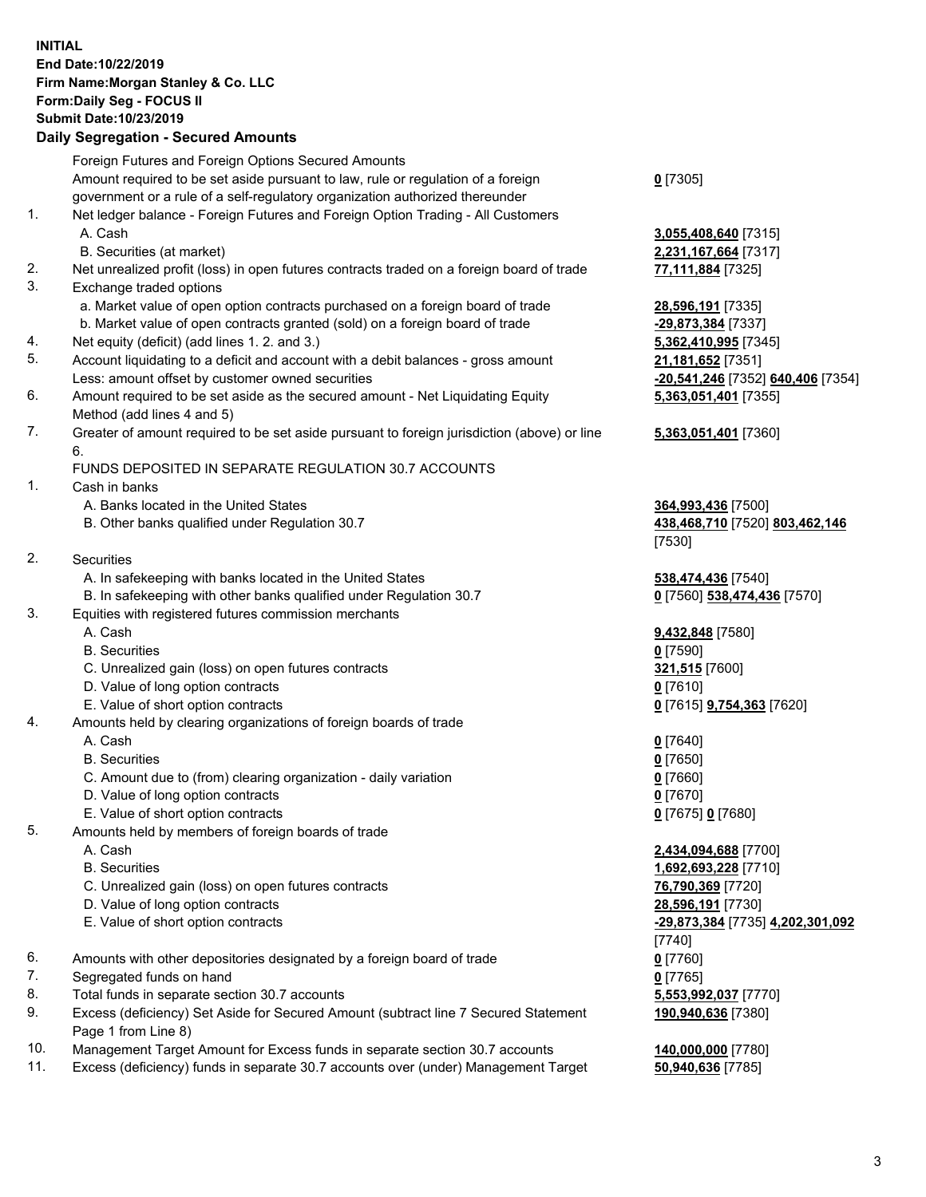**INITIAL**
**End Date:10/22/2019**
**Firm Name:Morgan Stanley & Co. LLC**
**Form:Daily Seg - FOCUS II**
**Submit Date:10/23/2019**

## Daily Segregation - Secured Amounts

| | | |
|---|---|---|
| | Foreign Futures and Foreign Options Secured Amounts | |
| | Amount required to be set aside pursuant to law, rule or regulation of a foreign government or a rule of a self-regulatory organization authorized thereunder | **0** [7305] |
| 1. | Net ledger balance - Foreign Futures and Foreign Option Trading - All Customers | |
| | A. Cash | **3,055,408,640** [7315] |
| | B. Securities (at market) | **2,231,167,664** [7317] |
| 2. | Net unrealized profit (loss) in open futures contracts traded on a foreign board of trade | **77,111,884** [7325] |
| 3. | Exchange traded options | |
| | a. Market value of open option contracts purchased on a foreign board of trade | **28,596,191** [7335] |
| | b. Market value of open contracts granted (sold) on a foreign board of trade | **-29,873,384** [7337] |
| 4. | Net equity (deficit) (add lines 1. 2. and 3.) | **5,362,410,995** [7345] |
| 5. | Account liquidating to a deficit and account with a debit balances - gross amount | **21,181,652** [7351] |
| | Less: amount offset by customer owned securities | **-20,541,246** [7352] **640,406** [7354] |
| 6. | Amount required to be set aside as the secured amount - Net Liquidating Equity Method (add lines 4 and 5) | **5,363,051,401** [7355] |
| 7. | Greater of amount required to be set aside pursuant to foreign jurisdiction (above) or line 6. | **5,363,051,401** [7360] |
| | FUNDS DEPOSITED IN SEPARATE REGULATION 30.7 ACCOUNTS | |
| 1. | Cash in banks | |
| | A. Banks located in the United States | **364,993,436** [7500] |
| | B. Other banks qualified under Regulation 30.7 | **438,468,710** [7520] **803,462,146** [7530] |
| 2. | Securities | |
| | A. In safekeeping with banks located in the United States | **538,474,436** [7540] |
| | B. In safekeeping with other banks qualified under Regulation 30.7 | **0** [7560] **538,474,436** [7570] |
| 3. | Equities with registered futures commission merchants | |
| | A. Cash | **9,432,848** [7580] |
| | B. Securities | **0** [7590] |
| | C. Unrealized gain (loss) on open futures contracts | **321,515** [7600] |
| | D. Value of long option contracts | **0** [7610] |
| | E. Value of short option contracts | **0** [7615] **9,754,363** [7620] |
| 4. | Amounts held by clearing organizations of foreign boards of trade | |
| | A. Cash | **0** [7640] |
| | B. Securities | **0** [7650] |
| | C. Amount due to (from) clearing organization - daily variation | **0** [7660] |
| | D. Value of long option contracts | **0** [7670] |
| | E. Value of short option contracts | **0** [7675] **0** [7680] |
| 5. | Amounts held by members of foreign boards of trade | |
| | A. Cash | **2,434,094,688** [7700] |
| | B. Securities | **1,692,693,228** [7710] |
| | C. Unrealized gain (loss) on open futures contracts | **76,790,369** [7720] |
| | D. Value of long option contracts | **28,596,191** [7730] |
| | E. Value of short option contracts | **-29,873,384** [7735] **4,202,301,092** [7740] |
| 6. | Amounts with other depositories designated by a foreign board of trade | **0** [7760] |
| 7. | Segregated funds on hand | **0** [7765] |
| 8. | Total funds in separate section 30.7 accounts | **5,553,992,037** [7770] |
| 9. | Excess (deficiency) Set Aside for Secured Amount (subtract line 7 Secured Statement Page 1 from Line 8) | **190,940,636** [7380] |
| 10. | Management Target Amount for Excess funds in separate section 30.7 accounts | **140,000,000** [7780] |
| 11. | Excess (deficiency) funds in separate 30.7 accounts over (under) Management Target | **50,940,636** [7785] |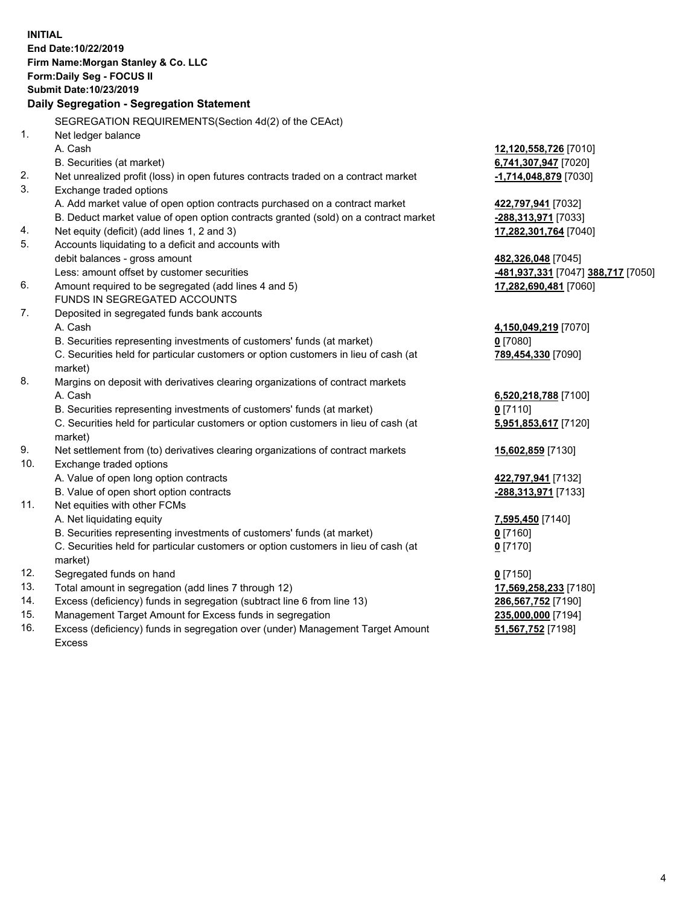**INITIAL**
**End Date:10/22/2019**
**Firm Name:Morgan Stanley & Co. LLC**
**Form:Daily Seg - FOCUS II**
**Submit Date:10/23/2019**

### Daily Segregation - Segregation Statement

SEGREGATION REQUIREMENTS(Section 4d(2) of the CEAct)

| | | |
|---|---|---|
| 1. | Net ledger balance | |
| | A. Cash | **12,120,558,726** [7010] |
| | B. Securities (at market) | **6,741,307,947** [7020] |
| 2. | Net unrealized profit (loss) in open futures contracts traded on a contract market | **-1,714,048,879** [7030] |
| 3. | Exchange traded options | |
| | A. Add market value of open option contracts purchased on a contract market | **422,797,941** [7032] |
| | B. Deduct market value of open option contracts granted (sold) on a contract market | **-288,313,971** [7033] |
| 4. | Net equity (deficit) (add lines 1, 2 and 3) | **17,282,301,764** [7040] |
| 5. | Accounts liquidating to a deficit and accounts with debit balances - gross amount | **482,326,048** [7045] |
| | Less: amount offset by customer securities | **-481,937,331** [7047] **388,717** [7050] |
| 6. | Amount required to be segregated (add lines 4 and 5) | **17,282,690,481** [7060] |
| | FUNDS IN SEGREGATED ACCOUNTS | |
| 7. | Deposited in segregated funds bank accounts | |
| | A. Cash | **4,150,049,219** [7070] |
| | B. Securities representing investments of customers' funds (at market) | **0** [7080] |
| | C. Securities held for particular customers or option customers in lieu of cash (at market) | **789,454,330** [7090] |
| 8. | Margins on deposit with derivatives clearing organizations of contract markets | |
| | A. Cash | **6,520,218,788** [7100] |
| | B. Securities representing investments of customers' funds (at market) | **0** [7110] |
| | C. Securities held for particular customers or option customers in lieu of cash (at market) | **5,951,853,617** [7120] |
| 9. | Net settlement from (to) derivatives clearing organizations of contract markets | **15,602,859** [7130] |
| 10. | Exchange traded options | |
| | A. Value of open long option contracts | **422,797,941** [7132] |
| | B. Value of open short option contracts | **-288,313,971** [7133] |
| 11. | Net equities with other FCMs | |
| | A. Net liquidating equity | **7,595,450** [7140] |
| | B. Securities representing investments of customers' funds (at market) | **0** [7160] |
| | C. Securities held for particular customers or option customers in lieu of cash (at market) | **0** [7170] |
| 12. | Segregated funds on hand | **0** [7150] |
| 13. | Total amount in segregation (add lines 7 through 12) | **17,569,258,233** [7180] |
| 14. | Excess (deficiency) funds in segregation (subtract line 6 from line 13) | **286,567,752** [7190] |
| 15. | Management Target Amount for Excess funds in segregation | **235,000,000** [7194] |
| 16. | Excess (deficiency) funds in segregation over (under) Management Target Amount Excess | **51,567,752** [7198] |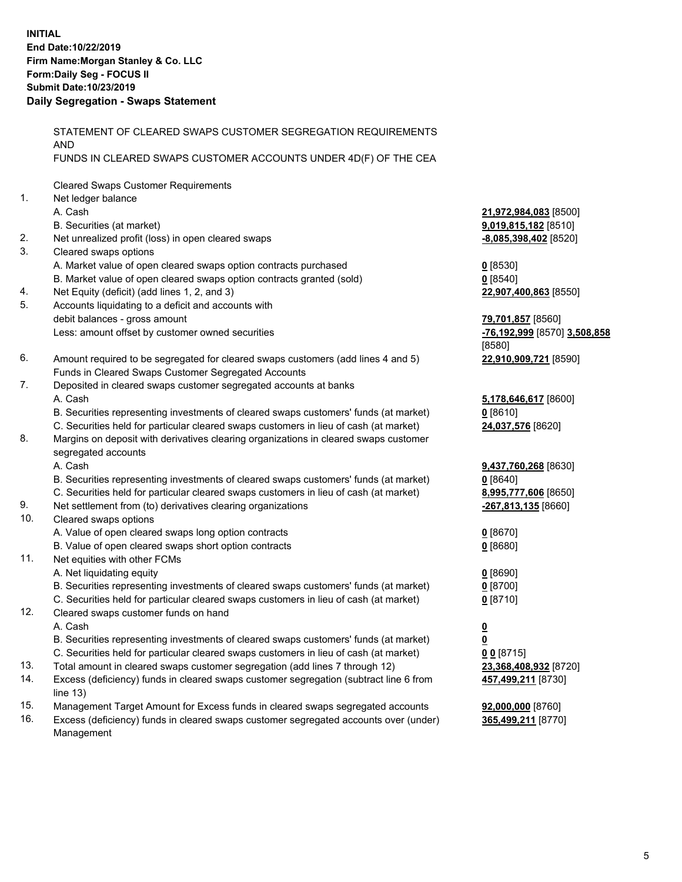**INITIAL**
**End Date:10/22/2019**
**Firm Name:Morgan Stanley & Co. LLC**
**Form:Daily Seg - FOCUS II**
**Submit Date:10/23/2019**
**Daily Segregation - Swaps Statement**

STATEMENT OF CLEARED SWAPS CUSTOMER SEGREGATION REQUIREMENTS AND FUNDS IN CLEARED SWAPS CUSTOMER ACCOUNTS UNDER 4D(F) OF THE CEA

| | | |
|---|---|---|
| | Cleared Swaps Customer Requirements | |
| 1. | Net ledger balance | |
| | A. Cash | **21,972,984,083** [8500] |
| | B. Securities (at market) | **9,019,815,182** [8510] |
| 2. | Net unrealized profit (loss) in open cleared swaps | **-8,085,398,402** [8520] |
| 3. | Cleared swaps options | |
| | A. Market value of open cleared swaps option contracts purchased | **0** [8530] |
| | B. Market value of open cleared swaps option contracts granted (sold) | **0** [8540] |
| 4. | Net Equity (deficit) (add lines 1, 2, and 3) | **22,907,400,863** [8550] |
| 5. | Accounts liquidating to a deficit and accounts with debit balances - gross amount | **79,701,857** [8560] |
| | Less: amount offset by customer owned securities | **-76,192,999** [8570] **3,508,858** [8580] |
| 6. | Amount required to be segregated for cleared swaps customers (add lines 4 and 5) | **22,910,909,721** [8590] |
| | Funds in Cleared Swaps Customer Segregated Accounts | |
| 7. | Deposited in cleared swaps customer segregated accounts at banks | |
| | A. Cash | **5,178,646,617** [8600] |
| | B. Securities representing investments of cleared swaps customers' funds (at market) | **0** [8610] |
| | C. Securities held for particular cleared swaps customers in lieu of cash (at market) | **24,037,576** [8620] |
| 8. | Margins on deposit with derivatives clearing organizations in cleared swaps customer segregated accounts | |
| | A. Cash | **9,437,760,268** [8630] |
| | B. Securities representing investments of cleared swaps customers' funds (at market) | **0** [8640] |
| | C. Securities held for particular cleared swaps customers in lieu of cash (at market) | **8,995,777,606** [8650] |
| 9. | Net settlement from (to) derivatives clearing organizations | **-267,813,135** [8660] |
| 10. | Cleared swaps options | |
| | A. Value of open cleared swaps long option contracts | **0** [8670] |
| | B. Value of open cleared swaps short option contracts | **0** [8680] |
| 11. | Net equities with other FCMs | |
| | A. Net liquidating equity | **0** [8690] |
| | B. Securities representing investments of cleared swaps customers' funds (at market) | **0** [8700] |
| | C. Securities held for particular cleared swaps customers in lieu of cash (at market) | **0** [8710] |
| 12. | Cleared swaps customer funds on hand | |
| | A. Cash | **0** |
| | B. Securities representing investments of cleared swaps customers' funds (at market) | **0** |
| | C. Securities held for particular cleared swaps customers in lieu of cash (at market) | **0** **0** [8715] |
| 13. | Total amount in cleared swaps customer segregation (add lines 7 through 12) | **23,368,408,932** [8720] |
| 14. | Excess (deficiency) funds in cleared swaps customer segregation (subtract line 6 from line 13) | **457,499,211** [8730] |
| 15. | Management Target Amount for Excess funds in cleared swaps segregated accounts | **92,000,000** [8760] |
| 16. | Excess (deficiency) funds in cleared swaps customer segregated accounts over (under) Management | **365,499,211** [8770] |